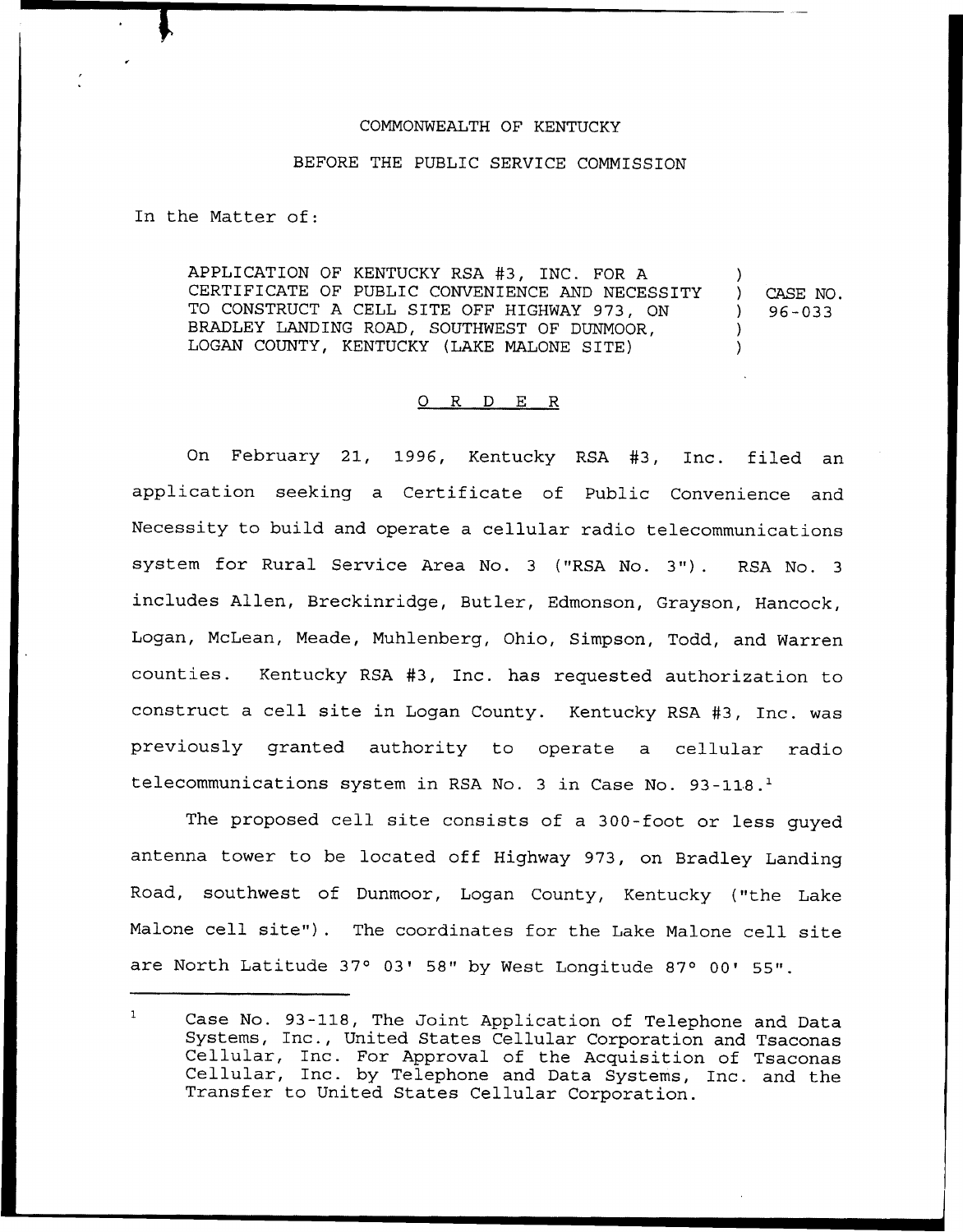COMMONWEALTH OF KENTUCKY

BEFORE THE PUBLIC SERVICE COMMISSION

In the Matter of:

| | | |
|---|---|---|
| APPLICATION OF KENTUCKY RSA #3, INC. FOR A CERTIFICATE OF PUBLIC CONVENIENCE AND NECESSITY TO CONSTRUCT A CELL SITE OFF HIGHWAY 973, ON BRADLEY LANDING ROAD, SOUTHWEST OF DUNMOOR, LOGAN COUNTY, KENTUCKY (LAKE MALONE SITE) | ) ) ) ) ) | CASE NO. 96-033 |

## O R D E R

On February 21, 1996, Kentucky RSA #3, Inc. filed an application seeking a Certificate of Public Convenience and Necessity to build and operate a cellular radio telecommunications system for Rural Service Area No. 3 ("RSA No. 3"). RSA No. 3 includes Allen, Breckinridge, Butler, Edmonson, Grayson, Hancock, Logan, McLean, Meade, Muhlenberg, Ohio, Simpson, Todd, and Warren counties. Kentucky RSA #3, Inc. has requested authorization to construct a cell site in Logan County. Kentucky RSA #3, Inc. was previously granted authority to operate a cellular radio telecommunications system in RSA No. 3 in Case No. 93-118.[1]

The proposed cell site consists of a 300-foot or less guyed antenna tower to be located off Highway 973, on Bradley Landing Road, southwest of Dunmoor, Logan County, Kentucky ("the Lake Malone cell site"). The coordinates for the Lake Malone cell site are North Latitude 37° 03' 58" by West Longitude 87° 00' 55".

---

[1] Case No. 93-118, The Joint Application of Telephone and Data Systems, Inc., United States Cellular Corporation and Tsaconas Cellular, Inc. For Approval of the Acquisition of Tsaconas Cellular, Inc. by Telephone and Data Systems, Inc. and the Transfer to United States Cellular Corporation.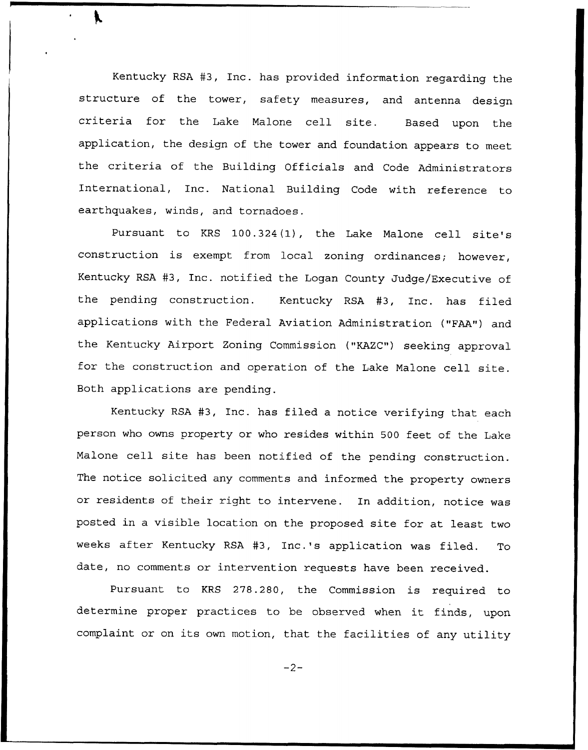Kentucky RSA #3, Inc. has provided information regarding the structure of the tower, safety measures, and antenna design criteria for the Lake Malone cell site. Based upon the application, the design of the tower and foundation appears to meet the criteria of the Building Officials and Code Administrators International, Inc. National Building Code with reference to earthquakes, winds, and tornadoes.

Pursuant to KRS 100.324(1), the Lake Malone cell site's construction is exempt from local zoning ordinances; however, Kentucky RSA #3, Inc. notified the Logan County Judge/Executive of the pending construction. Kentucky RSA #3, Inc. has filed applications with the Federal Aviation Administration ("FAA") and the Kentucky Airport Zoning Commission ("KAZC") seeking approval for the construction and operation of the Lake Malone cell site. Both applications are pending.

Kentucky RSA #3, Inc. has filed a notice verifying that each person who owns property or who resides within 500 feet of the Lake Malone cell site has been notified of the pending construction. The notice solicited any comments and informed the property owners or residents of their right to intervene. In addition, notice was posted in a visible location on the proposed site for at least two weeks after Kentucky RSA #3, Inc.'s application was filed. To date, no comments or intervention requests have been received.

Pursuant to KRS 278.280, the Commission is required to determine proper practices to be observed when it finds, upon complaint or on its own motion, that the facilities of any utility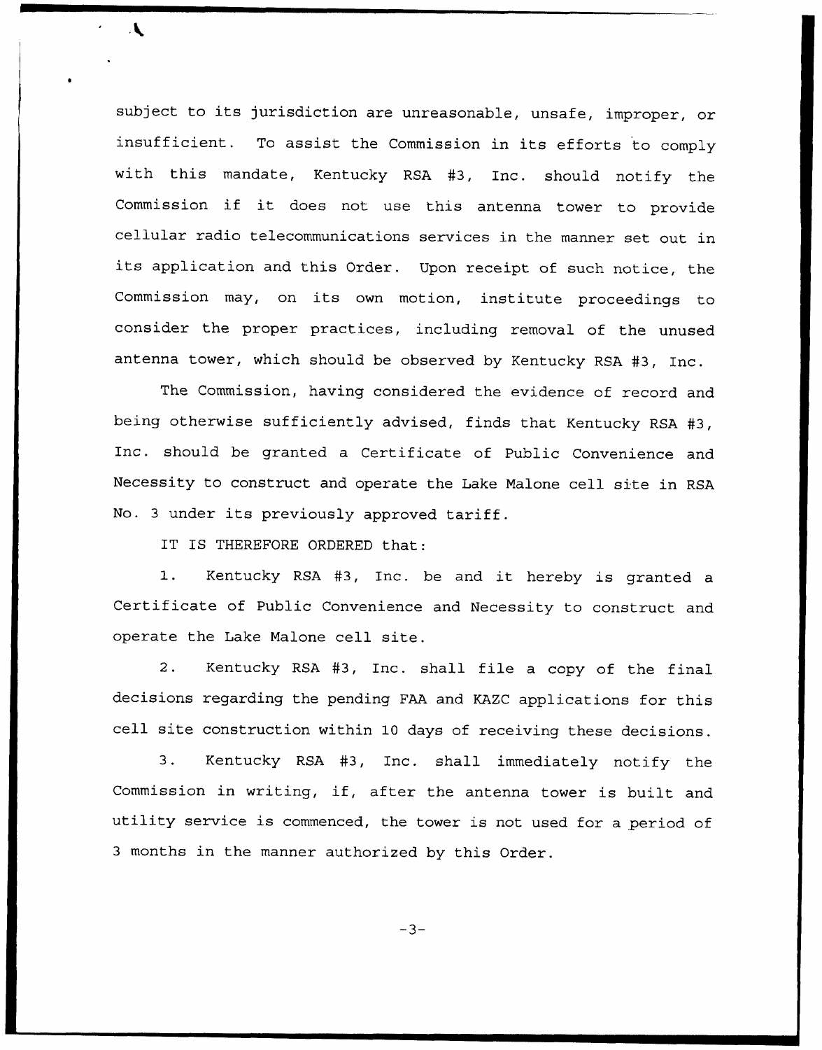subject to its jurisdiction are unreasonable, unsafe, improper, or insufficient. To assist the Commission in its efforts to comply with this mandate, Kentucky RSA #3, Inc. should notify the Commission if it does not use this antenna tower to provide cellular radio telecommunications services in the manner set out in its application and this Order. Upon receipt of such notice, the Commission may, on its own motion, institute proceedings to consider the proper practices, including removal of the unused antenna tower, which should be observed by Kentucky RSA #3, Inc.

The Commission, having considered the evidence of record and being otherwise sufficiently advised, finds that Kentucky RSA #3, Inc. should be granted a Certificate of Public Convenience and Necessity to construct and operate the Lake Malone cell site in RSA No. 3 under its previously approved tariff.

IT IS THEREFORE ORDERED that:

1. Kentucky RSA #3, Inc. be and it hereby is granted a Certificate of Public Convenience and Necessity to construct and operate the Lake Malone cell site.

2. Kentucky RSA #3, Inc. shall file a copy of the final decisions regarding the pending FAA and KAZC applications for this cell site construction within 10 days of receiving these decisions.

3. Kentucky RSA #3, Inc. shall immediately notify the Commission in writing, if, after the antenna tower is built and utility service is commenced, the tower is not used for a period of 3 months in the manner authorized by this Order.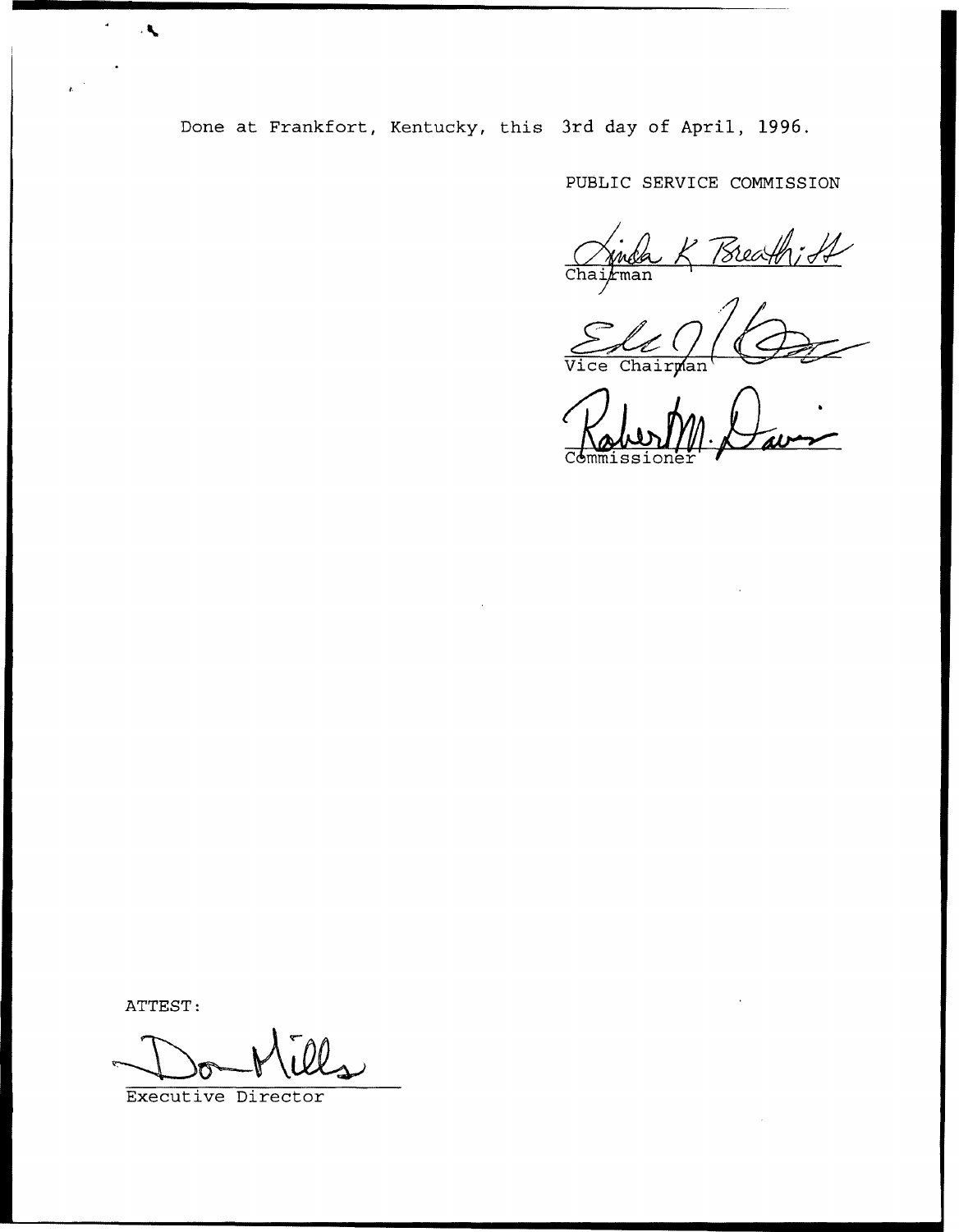Done at Frankfort, Kentucky, this 3rd day of April, 1996.

PUBLIC SERVICE COMMISSION

Linda K Breathitt
Chairman

Vice Chairman

Robert M. Davis
Commissioner

ATTEST:

Don Mills
Executive Director